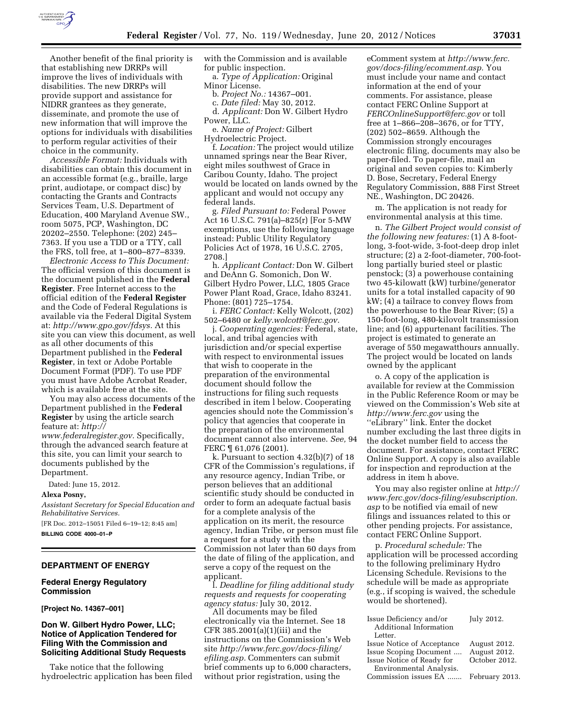Another benefit of the final priority is that establishing new DRRPs will improve the lives of individuals with disabilities. The new DRRPs will provide support and assistance for NIDRR grantees as they generate, disseminate, and promote the use of new information that will improve the options for individuals with disabilities to perform regular activities of their choice in the community.

*Accessible Format:* Individuals with disabilities can obtain this document in an accessible format (e.g., braille, large print, audiotape, or compact disc) by contacting the Grants and Contracts Services Team, U.S. Department of Education, 400 Maryland Avenue SW., room 5075, PCP, Washington, DC 20202–2550. Telephone: (202) 245–7363. If you use a TDD or a TTY, call the FRS, toll free, at 1–800–877–8339.

*Electronic Access to This Document:* The official version of this document is the document published in the **Federal Register**. Free Internet access to the official edition of the **Federal Register** and the Code of Federal Regulations is available via the Federal Digital System at: *http://www.gpo.gov/fdsys.* At this site you can view this document, as well as all other documents of this Department published in the **Federal Register**, in text or Adobe Portable Document Format (PDF). To use PDF you must have Adobe Acrobat Reader, which is available free at the site.

You may also access documents of the Department published in the **Federal Register** by using the article search feature at: *http://www.federalregister.gov.* Specifically, through the advanced search feature at this site, you can limit your search to documents published by the Department.

Dated: June 15, 2012.

**Alexa Posny,**

*Assistant Secretary for Special Education and Rehabilitative Services.*

[FR Doc. 2012–15051 Filed 6–19–12; 8:45 am]

**BILLING CODE 4000–01–P**

## DEPARTMENT OF ENERGY

### Federal Energy Regulatory Commission

**[Project No. 14367–001]**

### Don W. Gilbert Hydro Power, LLC; Notice of Application Tendered for Filing With the Commission and Soliciting Additional Study Requests

Take notice that the following hydroelectric application has been filed with the Commission and is available for public inspection.

a. *Type of Application:* Original Minor License.

b. *Project No.:* 14367–001.

c. *Date filed:* May 30, 2012.

d. *Applicant:* Don W. Gilbert Hydro Power, LLC.

e. *Name of Project:* Gilbert Hydroelectric Project.

f. *Location:* The project would utilize unnamed springs near the Bear River, eight miles southwest of Grace in Caribou County, Idaho. The project would be located on lands owned by the applicant and would not occupy any federal lands.

g. *Filed Pursuant to:* Federal Power Act 16 U.S.C. 791(a)–825(r) [For 5-MW exemptions, use the following language instead: Public Utility Regulatory Policies Act of 1978, 16 U.S.C. 2705, 2708.]

h. *Applicant Contact:* Don W. Gilbert and DeAnn G. Somonich, Don W. Gilbert Hydro Power, LLC, 1805 Grace Power Plant Road, Grace, Idaho 83241. Phone: (801) 725–1754.

i. *FERC Contact:* Kelly Wolcott, (202) 502–6480 or *kelly.wolcott@ferc.gov.*

j. *Cooperating agencies:* Federal, state, local, and tribal agencies with jurisdiction and/or special expertise with respect to environmental issues that wish to cooperate in the preparation of the environmental document should follow the instructions for filing such requests described in item l below. Cooperating agencies should note the Commission's policy that agencies that cooperate in the preparation of the environmental document cannot also intervene. *See,* 94 FERC ¶ 61,076 (2001).

k. Pursuant to section 4.32(b)(7) of 18 CFR of the Commission's regulations, if any resource agency, Indian Tribe, or person believes that an additional scientific study should be conducted in order to form an adequate factual basis for a complete analysis of the application on its merit, the resource agency, Indian Tribe, or person must file a request for a study with the Commission not later than 60 days from the date of filing of the application, and serve a copy of the request on the applicant.

l. *Deadline for filing additional study requests and requests for cooperating agency status:* July 30, 2012.

All documents may be filed electronically via the Internet. See 18 CFR 385.2001(a)(1)(iii) and the instructions on the Commission's Web site *http://www.ferc.gov/docs-filing/efiling.asp.* Commenters can submit brief comments up to 6,000 characters, without prior registration, using the eComment system at *http://www.ferc.gov/docs-filing/ecomment.asp.* You must include your name and contact information at the end of your comments. For assistance, please contact FERC Online Support at *FERCOnlineSupport@ferc.gov* or toll free at 1–866–208–3676, or for TTY, (202) 502–8659. Although the Commission strongly encourages electronic filing, documents may also be paper-filed. To paper-file, mail an original and seven copies to: Kimberly D. Bose, Secretary, Federal Energy Regulatory Commission, 888 First Street NE., Washington, DC 20426.

m. The application is not ready for environmental analysis at this time.

n. *The Gilbert Project would consist of the following new features:* (1) A 8-foot-long, 3-foot-wide, 3-foot-deep drop inlet structure; (2) a 2-foot-diameter, 700-foot-long partially buried steel or plastic penstock; (3) a powerhouse containing two 45-kilowatt (kW) turbine/generator units for a total installed capacity of 90 kW; (4) a tailrace to convey flows from the powerhouse to the Bear River; (5) a 150-foot-long, 480-kilovolt transmission line; and (6) appurtenant facilities. The project is estimated to generate an average of 550 megawatthours annually. The project would be located on lands owned by the applicant

o. A copy of the application is available for review at the Commission in the Public Reference Room or may be viewed on the Commission's Web site at *http://www.ferc.gov* using the "eLibrary" link. Enter the docket number excluding the last three digits in the docket number field to access the document. For assistance, contact FERC Online Support. A copy is also available for inspection and reproduction at the address in item h above.

You may also register online at *http://www.ferc.gov/docs-filing/esubscription.asp* to be notified via email of new filings and issuances related to this or other pending projects. For assistance, contact FERC Online Support.

p. *Procedural schedule:* The application will be processed according to the following preliminary Hydro Licensing Schedule. Revisions to the schedule will be made as appropriate (e.g., if scoping is waived, the schedule would be shortened).

| | |
|---|---|
| Issue Deficiency and/or Additional Information Letter. | July 2012. |
| Issue Notice of Acceptance | August 2012. |
| Issue Scoping Document .... | August 2012. |
| Issue Notice of Ready for Environmental Analysis. | October 2012. |
| Commission issues EA ....... | February 2013. |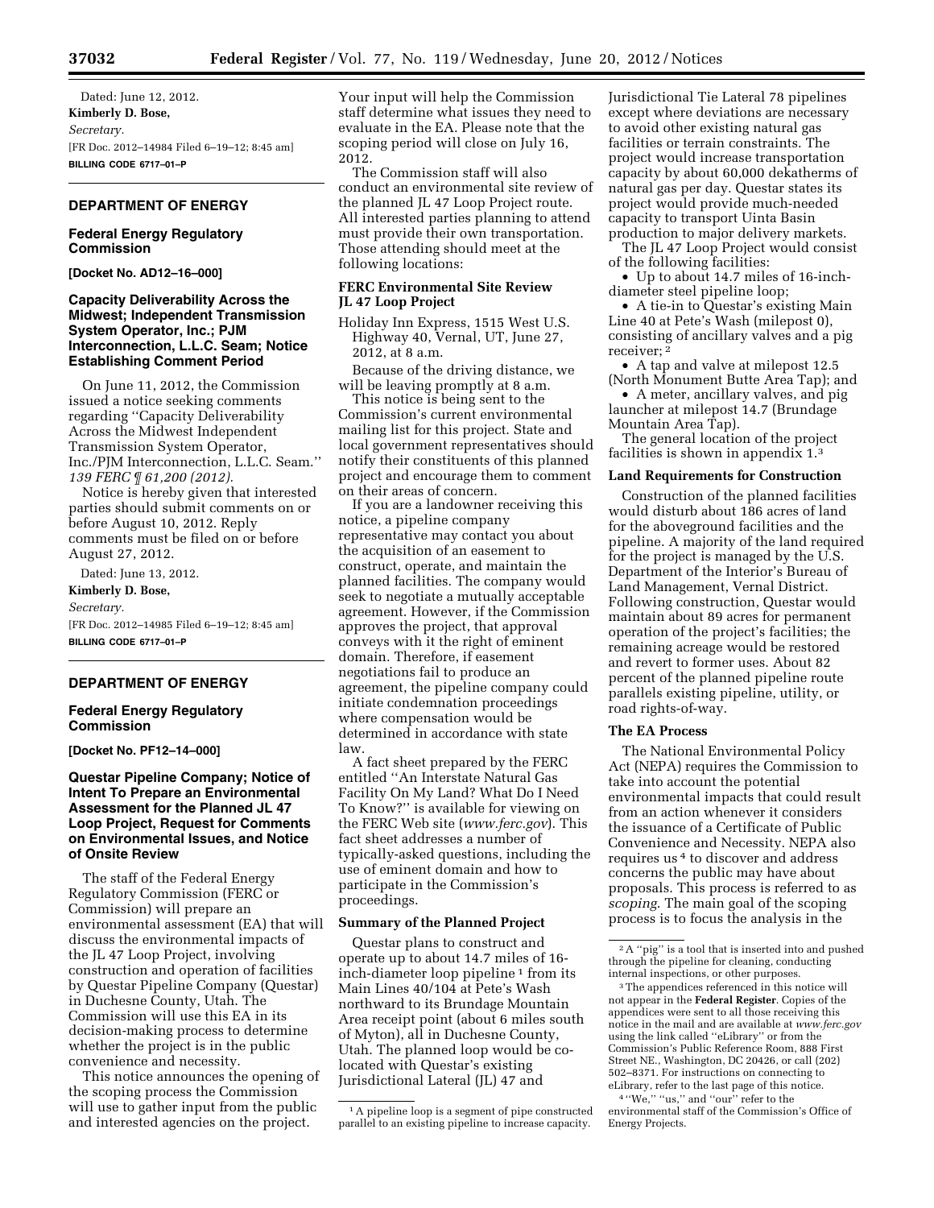Dated: June 12, 2012.

**Kimberly D. Bose,**

*Secretary.*

[FR Doc. 2012–14984 Filed 6–19–12; 8:45 am]

**BILLING CODE 6717–01–P**

## DEPARTMENT OF ENERGY

### Federal Energy Regulatory Commission

**[Docket No. AD12–16–000]**

### Capacity Deliverability Across the Midwest; Independent Transmission System Operator, Inc.; PJM Interconnection, L.L.C. Seam; Notice Establishing Comment Period

On June 11, 2012, the Commission issued a notice seeking comments regarding ''Capacity Deliverability Across the Midwest Independent Transmission System Operator, Inc./PJM Interconnection, L.L.C. Seam.'' *139 FERC ¶ 61,200 (2012).*

Notice is hereby given that interested parties should submit comments on or before August 10, 2012. Reply comments must be filed on or before August 27, 2012.

Dated: June 13, 2012.

**Kimberly D. Bose,**

*Secretary.*

[FR Doc. 2012–14985 Filed 6–19–12; 8:45 am]

**BILLING CODE 6717–01–P**

## DEPARTMENT OF ENERGY

### Federal Energy Regulatory Commission

**[Docket No. PF12–14–000]**

### Questar Pipeline Company; Notice of Intent To Prepare an Environmental Assessment for the Planned JL 47 Loop Project, Request for Comments on Environmental Issues, and Notice of Onsite Review

The staff of the Federal Energy Regulatory Commission (FERC or Commission) will prepare an environmental assessment (EA) that will discuss the environmental impacts of the JL 47 Loop Project, involving construction and operation of facilities by Questar Pipeline Company (Questar) in Duchesne County, Utah. The Commission will use this EA in its decision-making process to determine whether the project is in the public convenience and necessity.

This notice announces the opening of the scoping process the Commission will use to gather input from the public and interested agencies on the project. Your input will help the Commission staff determine what issues they need to evaluate in the EA. Please note that the scoping period will close on July 16, 2012.

The Commission staff will also conduct an environmental site review of the planned JL 47 Loop Project route. All interested parties planning to attend must provide their own transportation. Those attending should meet at the following locations:

#### FERC Environmental Site Review JL 47 Loop Project

Holiday Inn Express, 1515 West U.S. Highway 40, Vernal, UT, June 27, 2012, at 8 a.m.

Because of the driving distance, we will be leaving promptly at 8 a.m.

This notice is being sent to the Commission's current environmental mailing list for this project. State and local government representatives should notify their constituents of this planned project and encourage them to comment on their areas of concern.

If you are a landowner receiving this notice, a pipeline company representative may contact you about the acquisition of an easement to construct, operate, and maintain the planned facilities. The company would seek to negotiate a mutually acceptable agreement. However, if the Commission approves the project, that approval conveys with it the right of eminent domain. Therefore, if easement negotiations fail to produce an agreement, the pipeline company could initiate condemnation proceedings where compensation would be determined in accordance with state law.

A fact sheet prepared by the FERC entitled ''An Interstate Natural Gas Facility On My Land? What Do I Need To Know?'' is available for viewing on the FERC Web site (*www.ferc.gov*). This fact sheet addresses a number of typically-asked questions, including the use of eminent domain and how to participate in the Commission's proceedings.

#### Summary of the Planned Project

Questar plans to construct and operate up to about 14.7 miles of 16-inch-diameter loop pipeline [1] from its Main Lines 40/104 at Pete's Wash northward to its Brundage Mountain Area receipt point (about 6 miles south of Myton), all in Duchesne County, Utah. The planned loop would be co-located with Questar's existing Jurisdictional Lateral (JL) 47 and Jurisdictional Tie Lateral 78 pipelines except where deviations are necessary to avoid other existing natural gas facilities or terrain constraints. The project would increase transportation capacity by about 60,000 dekatherms of natural gas per day. Questar states its project would provide much-needed capacity to transport Uinta Basin production to major delivery markets.

The JL 47 Loop Project would consist of the following facilities:

- Up to about 14.7 miles of 16-inch-diameter steel pipeline loop;
- A tie-in to Questar's existing Main Line 40 at Pete's Wash (milepost 0), consisting of ancillary valves and a pig receiver; [2]
- A tap and valve at milepost 12.5 (North Monument Butte Area Tap); and
- A meter, ancillary valves, and pig launcher at milepost 14.7 (Brundage Mountain Area Tap).

The general location of the project facilities is shown in appendix 1.[3]

#### Land Requirements for Construction

Construction of the planned facilities would disturb about 186 acres of land for the aboveground facilities and the pipeline. A majority of the land required for the project is managed by the U.S. Department of the Interior's Bureau of Land Management, Vernal District. Following construction, Questar would maintain about 89 acres for permanent operation of the project's facilities; the remaining acreage would be restored and revert to former uses. About 82 percent of the planned pipeline route parallels existing pipeline, utility, or road rights-of-way.

#### The EA Process

The National Environmental Policy Act (NEPA) requires the Commission to take into account the potential environmental impacts that could result from an action whenever it considers the issuance of a Certificate of Public Convenience and Necessity. NEPA also requires us [4] to discover and address concerns the public may have about proposals. This process is referred to as *scoping*. The main goal of the scoping process is to focus the analysis in the

---

[1] A pipeline loop is a segment of pipe constructed parallel to an existing pipeline to increase capacity.

[2] A ''pig'' is a tool that is inserted into and pushed through the pipeline for cleaning, conducting internal inspections, or other purposes.

[3] The appendices referenced in this notice will not appear in the **Federal Register**. Copies of the appendices were sent to all those receiving this notice in the mail and are available at *www.ferc.gov* using the link called ''eLibrary'' or from the Commission's Public Reference Room, 888 First Street NE., Washington, DC 20426, or call (202) 502–8371. For instructions on connecting to eLibrary, refer to the last page of this notice.

[4] ''We,'' ''us,'' and ''our'' refer to the environmental staff of the Commission's Office of Energy Projects.